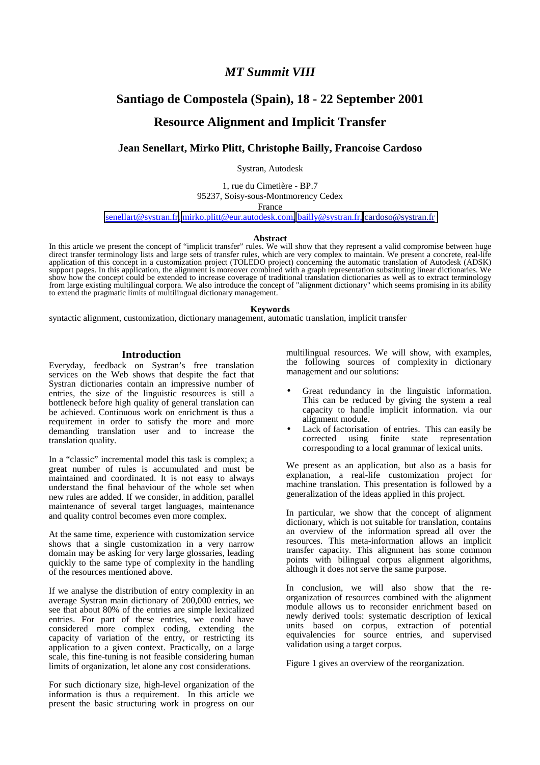*MT Summit VIII*

# Santiago de Compostela (Spain), 18 - 22 September 2001

# Resource Alignment and Implicit Transfer

### Jean Senellart, Mirko Plitt, Christophe Bailly, Francoise Cardoso

Systran, Autodesk

1, rue du Cimetière - BP.7
95237, Soisy-sous-Montmorency Cedex
France
senellart@systran.fr, mirko.plitt@eur.autodesk.com, bailly@systran.fr, cardoso@systran.fr

**Abstract**

In this article we present the concept of "implicit transfer" rules. We will show that they represent a valid compromise between huge direct transfer terminology lists and large sets of transfer rules, which are very complex to maintain. We present a concrete, real-life application of this concept in a customization project (TOLEDO project) concerning the automatic translation of Autodesk (ADSK) support pages. In this application, the alignment is moreover combined with a graph representation substituting linear dictionaries. We show how the concept could be extended to increase coverage of traditional translation dictionaries as well as to extract terminology from large existing multilingual corpora. We also introduce the concept of "alignment dictionary" which seems promising in its ability to extend the pragmatic limits of multilingual dictionary management.

**Keywords**

syntactic alignment, customization, dictionary management, automatic translation, implicit transfer

## Introduction

Everyday, feedback on Systran's free translation services on the Web shows that despite the fact that Systran dictionaries contain an impressive number of entries, the size of the linguistic resources is still a bottleneck before high quality of general translation can be achieved. Continuous work on enrichment is thus a requirement in order to satisfy the more and more demanding translation user and to increase the translation quality.

In a "classic" incremental model this task is complex; a great number of rules is accumulated and must be maintained and coordinated. It is not easy to always understand the final behaviour of the whole set when new rules are added. If we consider, in addition, parallel maintenance of several target languages, maintenance and quality control becomes even more complex.

At the same time, experience with customization service shows that a single customization in a very narrow domain may be asking for very large glossaries, leading quickly to the same type of complexity in the handling of the resources mentioned above.

If we analyse the distribution of entry complexity in an average Systran main dictionary of 200,000 entries, we see that about 80% of the entries are simple lexicalized entries. For part of these entries, we could have considered more complex coding, extending the capacity of variation of the entry, or restricting its application to a given context. Practically, on a large scale, this fine-tuning is not feasible considering human limits of organization, let alone any cost considerations.

For such dictionary size, high-level organization of the information is thus a requirement. In this article we present the basic structuring work in progress on our multilingual resources. We will show, with examples, the following sources of complexity in dictionary management and our solutions:

- Great redundancy in the linguistic information. This can be reduced by giving the system a real capacity to handle implicit information. via our alignment module.
- Lack of factorisation of entries. This can easily be corrected using finite state representation corresponding to a local grammar of lexical units.

We present as an application, but also as a basis for explanation, a real-life customization project for machine translation. This presentation is followed by a generalization of the ideas applied in this project.

In particular, we show that the concept of alignment dictionary, which is not suitable for translation, contains an overview of the information spread all over the resources. This meta-information allows an implicit transfer capacity. This alignment has some common points with bilingual corpus alignment algorithms, although it does not serve the same purpose.

In conclusion, we will also show that the re-organization of resources combined with the alignment module allows us to reconsider enrichment based on newly derived tools: systematic description of lexical units based on corpus, extraction of potential equivalencies for source entries, and supervised validation using a target corpus.

Figure 1 gives an overview of the reorganization.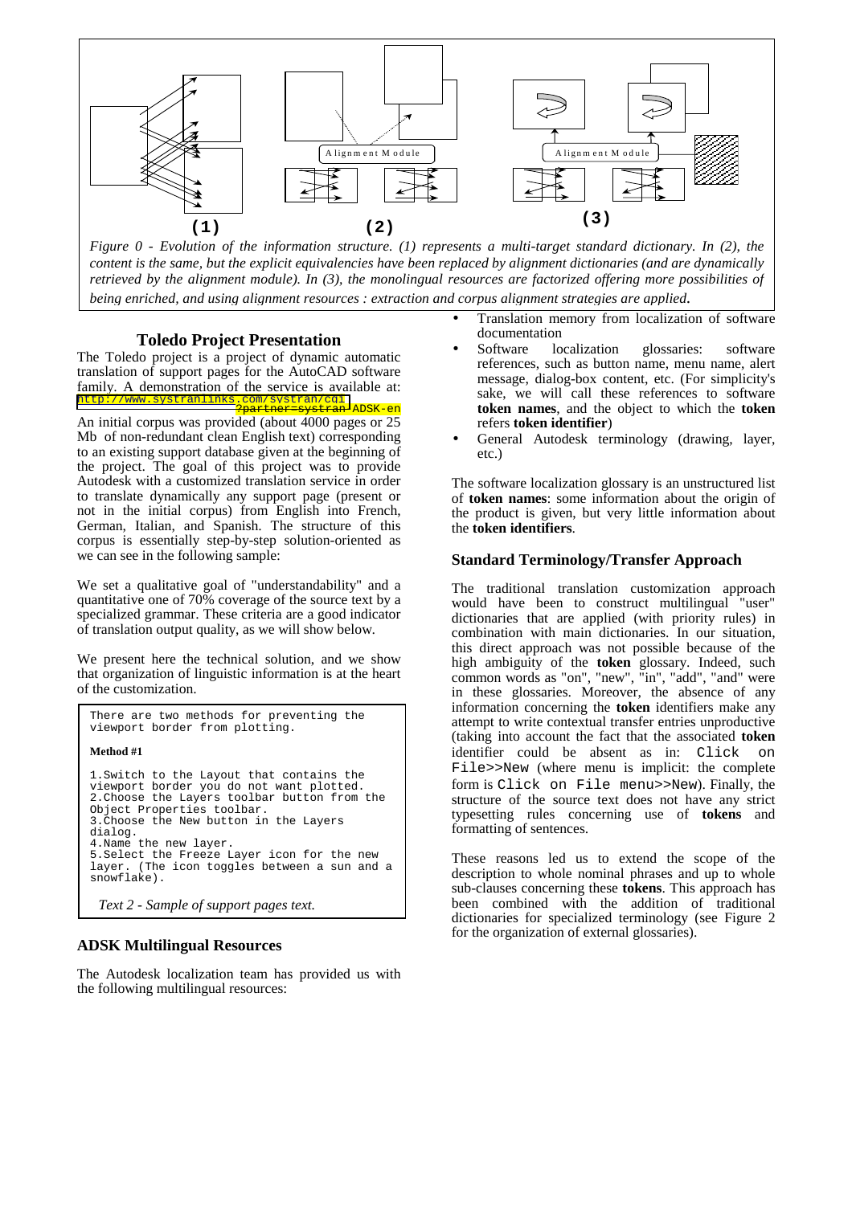Figure 0 - Evolution of the information structure. (1) represents a multi-target standard dictionary. In (2), the content is the same, but the explicit equivalencies have been replaced by alignment dictionaries (and are dynamically retrieved by the alignment module). In (3), the monolingual resources are factorized offering more possibilities of being enriched, and using alignment resources : extraction and corpus alignment strategies are applied.

## Toledo Project Presentation

The Toledo project is a project of dynamic automatic translation of support pages for the AutoCAD software family. A demonstration of the service is available at: http://www.systranlinks.com/systran/cgi?partner=systran-ADSK-en

An initial corpus was provided (about 4000 pages or 25 Mb of non-redundant clean English text) corresponding to an existing support database given at the beginning of the project. The goal of this project was to provide Autodesk with a customized translation service in order to translate dynamically any support page (present or not in the initial corpus) from English into French, German, Italian, and Spanish. The structure of this corpus is essentially step-by-step solution-oriented as we can see in the following sample:

We set a qualitative goal of "understandability" and a quantitative one of 70% coverage of the source text by a specialized grammar. These criteria are a good indicator of translation output quality, as we will show below.

We present here the technical solution, and we show that organization of linguistic information is at the heart of the customization.

```
There are two methods for preventing the
viewport border from plotting.

Method #1

1.Switch to the Layout that contains the
viewport border you do not want plotted.
2.Choose the Layers toolbar button from the
Object Properties toolbar.
3.Choose the New button in the Layers
dialog.
4.Name the new layer.
5.Select the Freeze Layer icon for the new
layer. (The icon toggles between a sun and a
snowflake).
```

*Text 2 - Sample of support pages text.*

### ADSK Multilingual Resources

The Autodesk localization team has provided us with the following multilingual resources:

- Translation memory from localization of software documentation
- Software localization glossaries: software references, such as button name, menu name, alert message, dialog-box content, etc. (For simplicity's sake, we will call these references to software **token names**, and the object to which the **token** refers **token identifier**)
- General Autodesk terminology (drawing, layer, etc.)

The software localization glossary is an unstructured list of **token names**: some information about the origin of the product is given, but very little information about the **token identifiers**.

### Standard Terminology/Transfer Approach

The traditional translation customization approach would have been to construct multilingual "user" dictionaries that are applied (with priority rules) in combination with main dictionaries. In our situation, this direct approach was not possible because of the high ambiguity of the **token** glossary. Indeed, such common words as "on", "new", "in", "add", "and" were in these glossaries. Moreover, the absence of any information concerning the **token** identifiers make any attempt to write contextual transfer entries unproductive (taking into account the fact that the associated **token** identifier could be absent as in: `Click on File>>New` (where menu is implicit: the complete form is `Click on File menu>>New`). Finally, the structure of the source text does not have any strict typesetting rules concerning use of **tokens** and formatting of sentences.

These reasons led us to extend the scope of the description to whole nominal phrases and up to whole sub-clauses concerning these **tokens**. This approach has been combined with the addition of traditional dictionaries for specialized terminology (see Figure 2 for the organization of external glossaries).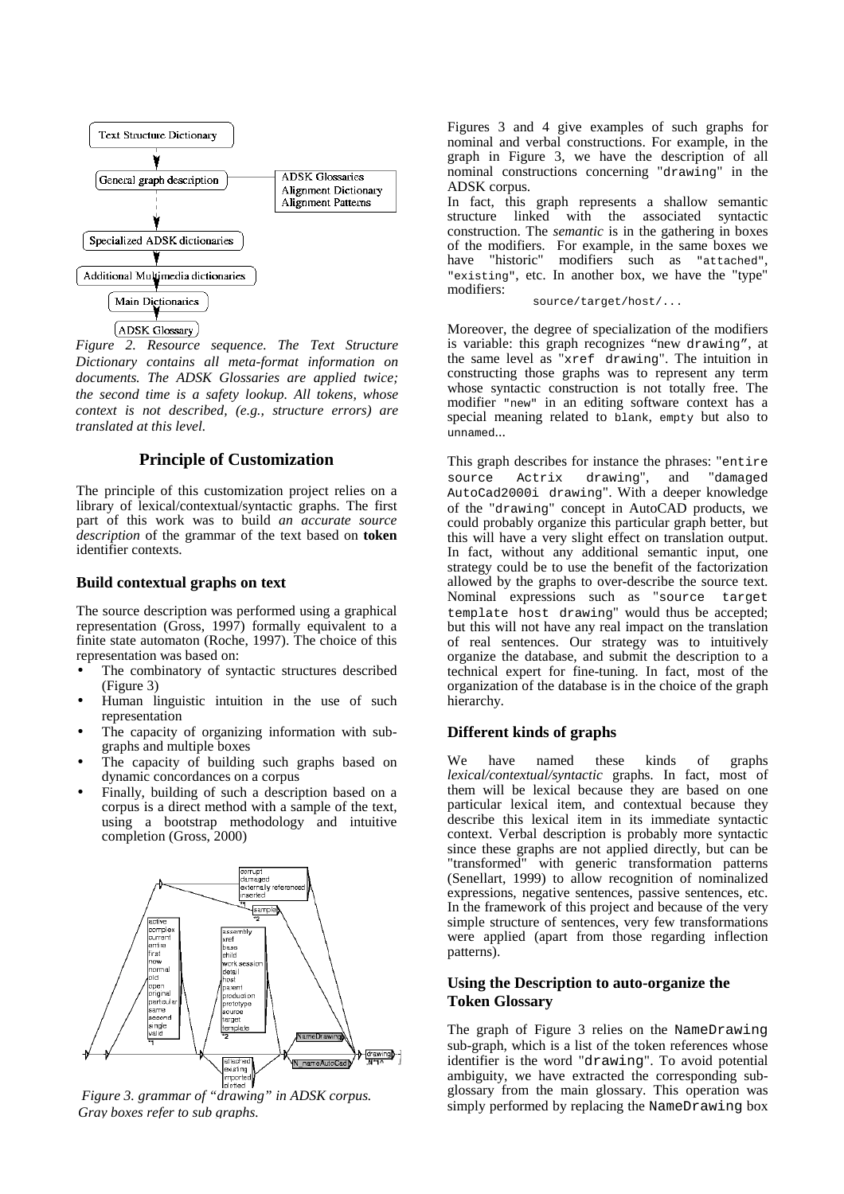Figure 2. Resource sequence. The Text Structure Dictionary contains all meta-format information on documents. The ADSK Glossaries are applied twice; the second time is a safety lookup. All tokens, whose context is not described, (e.g., structure errors) are translated at this level.

## Principle of Customization

The principle of this customization project relies on a library of lexical/contextual/syntactic graphs. The first part of this work was to build *an accurate source description* of the grammar of the text based on **token** identifier contexts.

### Build contextual graphs on text

The source description was performed using a graphical representation (Gross, 1997) formally equivalent to a finite state automaton (Roche, 1997). The choice of this representation was based on:

- The combinatory of syntactic structures described (Figure 3)
- Human linguistic intuition in the use of such representation
- The capacity of organizing information with sub-graphs and multiple boxes
- The capacity of building such graphs based on dynamic concordances on a corpus
- Finally, building of such a description based on a corpus is a direct method with a sample of the text, using a bootstrap methodology and intuitive completion (Gross, 2000)

*Figure 3. grammar of "drawing" in ADSK corpus. Gray boxes refer to sub graphs.*

Figures 3 and 4 give examples of such graphs for nominal and verbal constructions. For example, in the graph in Figure 3, we have the description of all nominal constructions concerning "drawing" in the ADSK corpus.

In fact, this graph represents a shallow semantic structure linked with the associated syntactic construction. The *semantic* is in the gathering in boxes of the modifiers. For example, in the same boxes we have "historic" modifiers such as "attached", "existing", etc. In another box, we have the "type" modifiers:

source/target/host/...

Moreover, the degree of specialization of the modifiers is variable: this graph recognizes "new drawing", at the same level as "xref drawing". The intuition in constructing those graphs was to represent any term whose syntactic construction is not totally free. The modifier "new" in an editing software context has a special meaning related to blank, empty but also to unnamed...

This graph describes for instance the phrases: "entire source Actrix drawing", and "damaged AutoCad2000i drawing". With a deeper knowledge of the "drawing" concept in AutoCAD products, we could probably organize this particular graph better, but this will have a very slight effect on translation output. In fact, without any additional semantic input, one strategy could be to use the benefit of the factorization allowed by the graphs to over-describe the source text. Nominal expressions such as "source target template host drawing" would thus be accepted; but this will not have any real impact on the translation of real sentences. Our strategy was to intuitively organize the database, and submit the description to a technical expert for fine-tuning. In fact, most of the organization of the database is in the choice of the graph hierarchy.

### Different kinds of graphs

We have named these kinds of graphs *lexical/contextual/syntactic* graphs. In fact, most of them will be lexical because they are based on one particular lexical item, and contextual because they describe this lexical item in its immediate syntactic context. Verbal description is probably more syntactic since these graphs are not applied directly, but can be "transformed" with generic transformation patterns (Senellart, 1999) to allow recognition of nominalized expressions, negative sentences, passive sentences, etc. In the framework of this project and because of the very simple structure of sentences, very few transformations were applied (apart from those regarding inflection patterns).

### Using the Description to auto-organize the Token Glossary

The graph of Figure 3 relies on the NameDrawing sub-graph, which is a list of the token references whose identifier is the word "drawing". To avoid potential ambiguity, we have extracted the corresponding sub-glossary from the main glossary. This operation was simply performed by replacing the NameDrawing box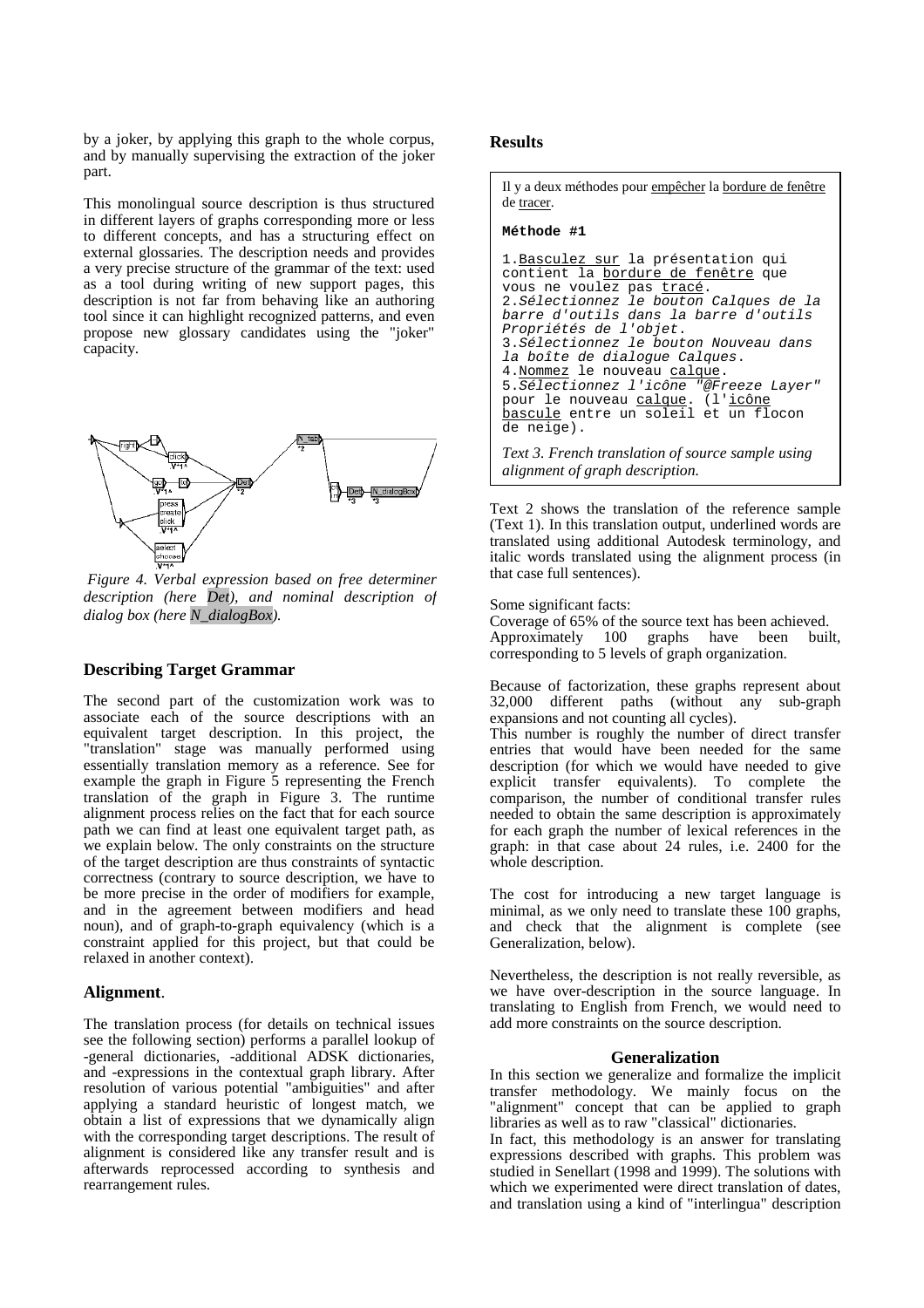by a joker, by applying this graph to the whole corpus, and by manually supervising the extraction of the joker part.

This monolingual source description is thus structured in different layers of graphs corresponding more or less to different concepts, and has a structuring effect on external glossaries. The description needs and provides a very precise structure of the grammar of the text: used as a tool during writing of new support pages, this description is not far from behaving like an authoring tool since it can highlight recognized patterns, and even propose new glossary candidates using the "joker" capacity.

*Figure 4. Verbal expression based on free determiner description (here Det), and nominal description of dialog box (here N_dialogBox).*

## Describing Target Grammar

The second part of the customization work was to associate each of the source descriptions with an equivalent target description. In this project, the "translation" stage was manually performed using essentially translation memory as a reference. See for example the graph in Figure 5 representing the French translation of the graph in Figure 3. The runtime alignment process relies on the fact that for each source path we can find at least one equivalent target path, as we explain below. The only constraints on the structure of the target description are thus constraints of syntactic correctness (contrary to source description, we have to be more precise in the order of modifiers for example, and in the agreement between modifiers and head noun), and of graph-to-graph equivalency (which is a constraint applied for this project, but that could be relaxed in another context).

### Alignment.

The translation process (for details on technical issues see the following section) performs a parallel lookup of -general dictionaries, -additional ADSK dictionaries, and -expressions in the contextual graph library. After resolution of various potential "ambiguities" and after applying a standard heuristic of longest match, we obtain a list of expressions that we dynamically align with the corresponding target descriptions. The result of alignment is considered like any transfer result and is afterwards reprocessed according to synthesis and rearrangement rules.

## Results

Il y a deux méthodes pour empêcher la bordure de fenêtre de tracer.

**Méthode #1**

1.Basculez sur la présentation qui contient la bordure de fenêtre que vous ne voulez pas tracé.
2.*Sélectionnez le bouton Calques de la barre d'outils dans la barre d'outils Propriétés de l'objet.*
3.*Sélectionnez le bouton Nouveau dans la boîte de dialogue Calques.*
4.Nommez le nouveau calque.
5.*Sélectionnez l'icône "@Freeze Layer"* pour le nouveau calque. (l'icône bascule entre un soleil et un flocon de neige).

*Text 3. French translation of source sample using alignment of graph description.*

Text 2 shows the translation of the reference sample (Text 1). In this translation output, underlined words are translated using additional Autodesk terminology, and italic words translated using the alignment process (in that case full sentences).

Some significant facts:
Coverage of 65% of the source text has been achieved.
Approximately 100 graphs have been built, corresponding to 5 levels of graph organization.

Because of factorization, these graphs represent about 32,000 different paths (without any sub-graph expansions and not counting all cycles).
This number is roughly the number of direct transfer entries that would have been needed for the same description (for which we would have needed to give explicit transfer equivalents). To complete the comparison, the number of conditional transfer rules needed to obtain the same description is approximately for each graph the number of lexical references in the graph: in that case about 24 rules, i.e. 2400 for the whole description.

The cost for introducing a new target language is minimal, as we only need to translate these 100 graphs, and check that the alignment is complete (see Generalization, below).

Nevertheless, the description is not really reversible, as we have over-description in the source language. In translating to English from French, we would need to add more constraints on the source description.

## Generalization

In this section we generalize and formalize the implicit transfer methodology. We mainly focus on the "alignment" concept that can be applied to graph libraries as well as to raw "classical" dictionaries.
In fact, this methodology is an answer for translating expressions described with graphs. This problem was studied in Senellart (1998 and 1999). The solutions with which we experimented were direct translation of dates, and translation using a kind of "interlingua" description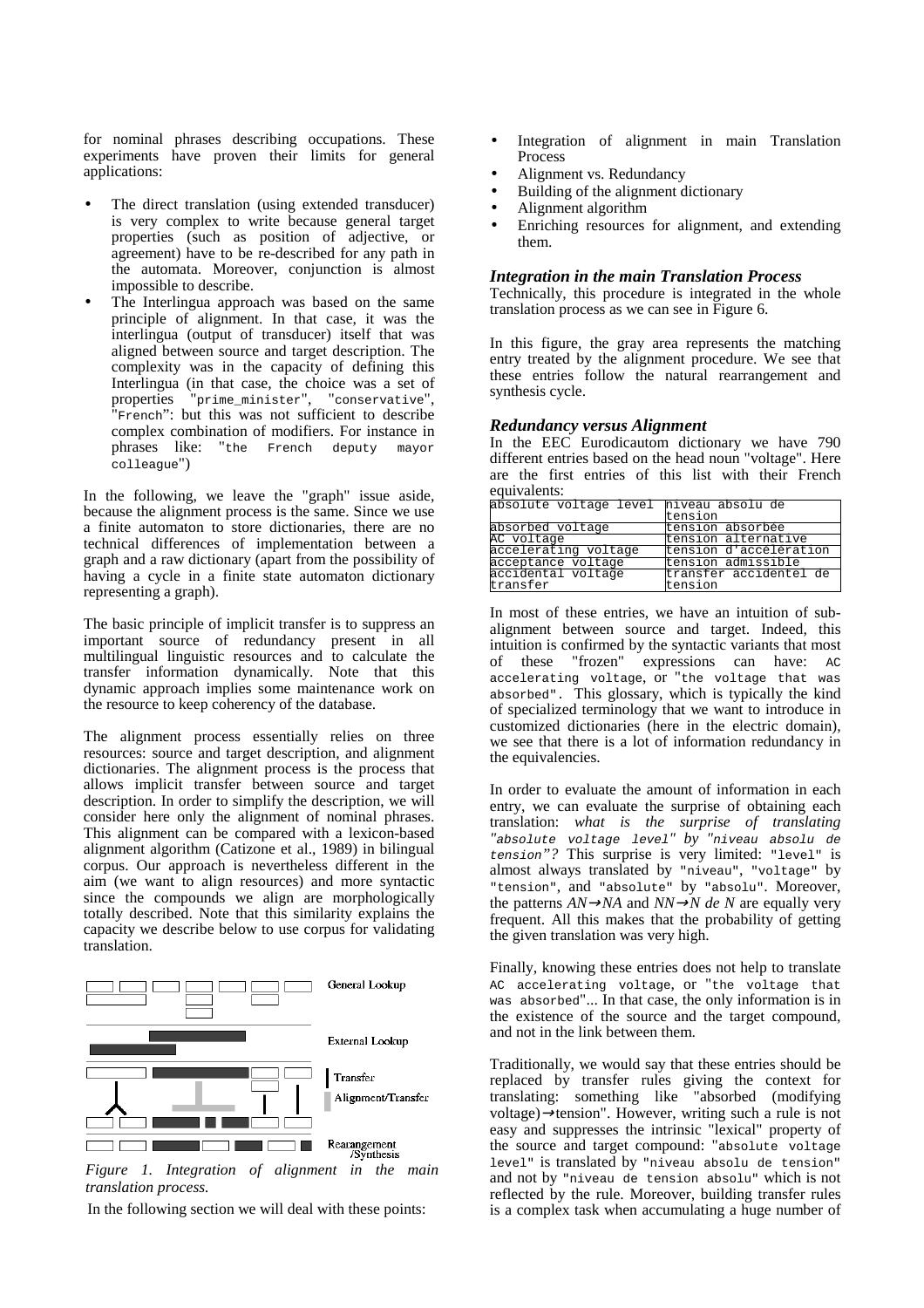for nominal phrases describing occupations. These experiments have proven their limits for general applications:

- The direct translation (using extended transducer) is very complex to write because general target properties (such as position of adjective, or agreement) have to be re-described for any path in the automata. Moreover, conjunction is almost impossible to describe.
- The Interlingua approach was based on the same principle of alignment. In that case, it was the interlingua (output of transducer) itself that was aligned between source and target description. The complexity was in the capacity of defining this Interlingua (in that case, the choice was a set of properties "prime_minister", "conservative", "French": but this was not sufficient to describe complex combination of modifiers. For instance in phrases like: "the French deputy mayor colleague")

In the following, we leave the "graph" issue aside, because the alignment process is the same. Since we use a finite automaton to store dictionaries, there are no technical differences of implementation between a graph and a raw dictionary (apart from the possibility of having a cycle in a finite state automaton dictionary representing a graph).

The basic principle of implicit transfer is to suppress an important source of redundancy present in all multilingual linguistic resources and to calculate the transfer information dynamically. Note that this dynamic approach implies some maintenance work on the resource to keep coherency of the database.

The alignment process essentially relies on three resources: source and target description, and alignment dictionaries. The alignment process is the process that allows implicit transfer between source and target description. In order to simplify the description, we will consider here only the alignment of nominal phrases. This alignment can be compared with a lexicon-based alignment algorithm (Catizone et al., 1989) in bilingual corpus. Our approach is nevertheless different in the aim (we want to align resources) and more syntactic since the compounds we align are morphologically totally described. Note that this similarity explains the capacity we describe below to use corpus for validating translation.

General Lookup

External Lookup

Transfer

Alignment/Transfer

Rearangement /Synthesis

*Figure 1. Integration of alignment in the main translation process.*

In the following section we will deal with these points:

- Integration of alignment in main Translation Process
- Alignment vs. Redundancy
- Building of the alignment dictionary
- Alignment algorithm
- Enriching resources for alignment, and extending them.

### *Integration in the main Translation Process*

Technically, this procedure is integrated in the whole translation process as we can see in Figure 6.

In this figure, the gray area represents the matching entry treated by the alignment procedure. We see that these entries follow the natural rearrangement and synthesis cycle.

### *Redundancy versus Alignment*

In the EEC Eurodicautom dictionary we have 790 different entries based on the head noun "voltage". Here are the first entries of this list with their French equivalents:

| | |
|---|---|
| absolute voltage level | niveau absolu de tension |
| absorbed voltage | tension absorbée |
| AC voltage | tension alternative |
| accelerating voltage | tension d'accélération |
| acceptance voltage | tension admissible |
| accidental voltage transfer | transfer accidentel de tension |

In most of these entries, we have an intuition of sub-alignment between source and target. Indeed, this intuition is confirmed by the syntactic variants that most of these "frozen" expressions can have: AC accelerating voltage, or "the voltage that was absorbed". This glossary, which is typically the kind of specialized terminology that we want to introduce in customized dictionaries (here in the electric domain), we see that there is a lot of information redundancy in the equivalencies.

In order to evaluate the amount of information in each entry, we can evaluate the surprise of obtaining each translation: *what is the surprise of translating "absolute voltage level" by "niveau absolu de tension"?* This surprise is very limited: "level" is almost always translated by "niveau", "voltage" by "tension", and "absolute" by "absolu". Moreover, the patterns *AN→NA* and *NN→N de N* are equally very frequent. All this makes that the probability of getting the given translation was very high.

Finally, knowing these entries does not help to translate AC accelerating voltage, or "the voltage that was absorbed"... In that case, the only information is in the existence of the source and the target compound, and not in the link between them.

Traditionally, we would say that these entries should be replaced by transfer rules giving the context for translating: something like "absorbed (modifying voltage)→tension". However, writing such a rule is not easy and suppresses the intrinsic "lexical" property of the source and target compound: "absolute voltage level" is translated by "niveau absolu de tension" and not by "niveau de tension absolu" which is not reflected by the rule. Moreover, building transfer rules is a complex task when accumulating a huge number of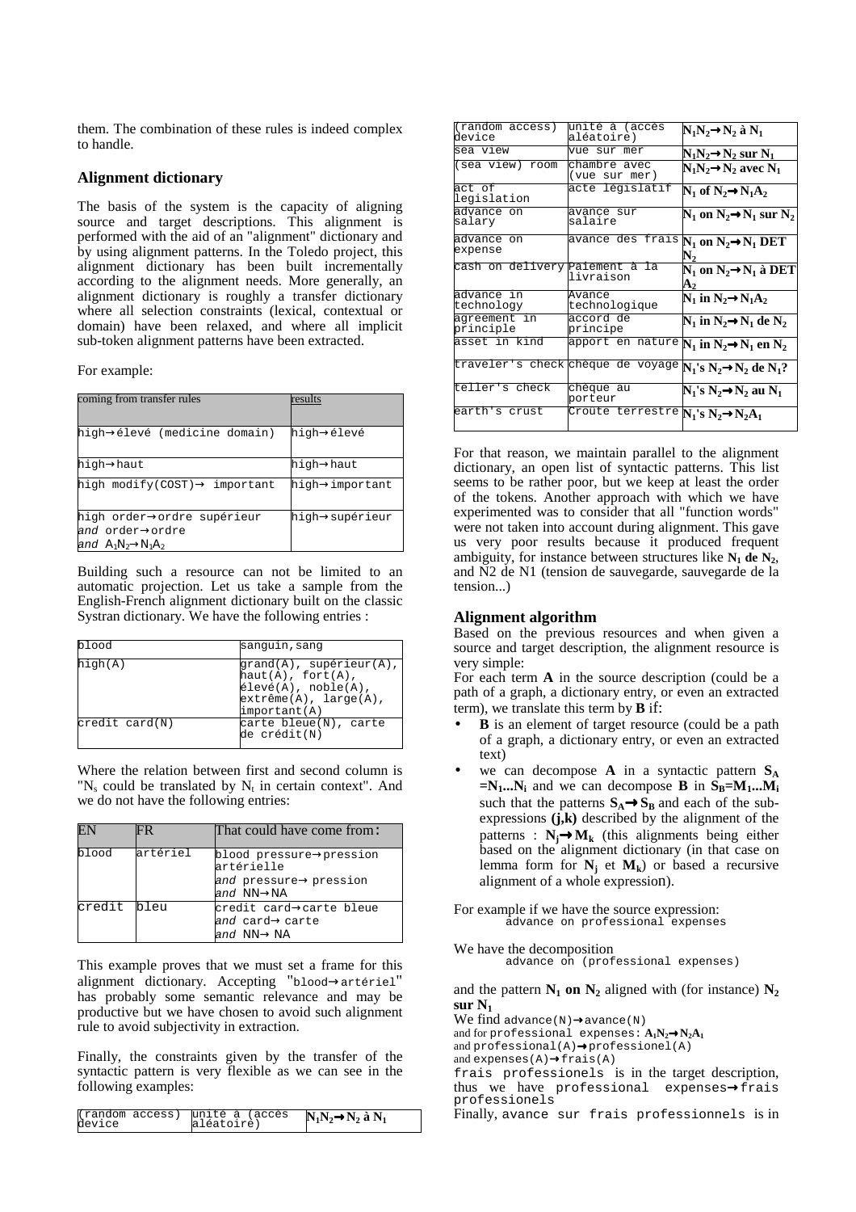them. The combination of these rules is indeed complex to handle.

## Alignment dictionary

The basis of the system is the capacity of aligning source and target descriptions. This alignment is performed with the aid of an "alignment" dictionary and by using alignment patterns. In the Toledo project, this alignment dictionary has been built incrementally according to the alignment needs. More generally, an alignment dictionary is roughly a transfer dictionary where all selection constraints (lexical, contextual or domain) have been relaxed, and where all implicit sub-token alignment patterns have been extracted.

For example:

| coming from transfer rules | results |
|---|---|
| high→élevé (medicine domain) | high→élevé |
| high→haut | high→haut |
| high modify(COST)→ important | high→important |
| high order→ordre supérieur *and* order→ordre *and* $A_1N_2 \rightarrow N_1A_2$ | high→supérieur |

Building such a resource can not be limited to an automatic projection. Let us take a sample from the English-French alignment dictionary built on the classic Systran dictionary. We have the following entries :

| | |
|---|---|
| blood | sanguin,sang |
| high(A) | grand(A), supérieur(A), haut(A), fort(A), élevé(A), noble(A), extrême(A), large(A), important(A) |
| credit card(N) | carte bleue(N), carte de crédit(N) |

Where the relation between first and second column is "$N_s$ could be translated by $N_t$ in certain context". And we do not have the following entries:

| EN | FR | That could have come from: |
|---|---|---|
| blood | artériel | blood pressure→pression artérielle *and* pressure→ pression *and* NN→NA |
| credit | bleu | credit card→carte bleue *and* card→ carte *and* NN→ NA |

This example proves that we must set a frame for this alignment dictionary. Accepting "blood→artériel" has probably some semantic relevance and may be productive but we have chosen to avoid such alignment rule to avoid subjectivity in extraction.

Finally, the constraints given by the transfer of the syntactic pattern is very flexible as we can see in the following examples:

| | | |
|---|---|---|
| (random access) device | unité à (accès aléatoire) | **$N_1N_2 \rightarrow N_2$ à $N_1$** |
| sea view | vue sur mer | **$N_1N_2 \rightarrow N_2$ sur $N_1$** |
| (sea view) room | chambre avec (vue sur mer) | **$N_1N_2 \rightarrow N_2$ avec $N_1$** |
| act of legislation | acte législatif | **$N_1$ of $N_2 \rightarrow N_1A_2$** |
| advance on salary | avance sur salaire | **$N_1$ on $N_2 \rightarrow N_1$ sur $N_2$** |
| advance on expense | avance des frais | **$N_1$ on $N_2 \rightarrow N_1$ DET $N_2$** |
| cash on delivery | Paiement à la livraison | **$N_1$ on $N_2 \rightarrow N_1$ à DET $A_2$** |
| advance in technology | Avance technologique | **$N_1$ in $N_2 \rightarrow N_1A_2$** |
| agreement in principle | accord de principe | **$N_1$ in $N_2 \rightarrow N_1$ de $N_2$** |
| asset in kind | apport en nature | **$N_1$ in $N_2 \rightarrow N_1$ en $N_2$** |
| traveler's check | chèque de voyage | **$N_1$'s $N_2 \rightarrow N_2$ de $N_1$?** |
| teller's check | chèque au porteur | **$N_1$'s $N_2 \rightarrow N_2$ au $N_1$** |
| earth's crust | Croûte terrestre | **$N_1$'s $N_2 \rightarrow N_2A_1$** |

For that reason, we maintain parallel to the alignment dictionary, an open list of syntactic patterns. This list seems to be rather poor, but we keep at least the order of the tokens. Another approach with which we have experimented was to consider that all "function words" were not taken into account during alignment. This gave us very poor results because it produced frequent ambiguity, for instance between structures like **$N_1$ de $N_2$**, and N2 de N1 (tension de sauvegarde, sauvegarde de la tension...)

## Alignment algorithm

Based on the previous resources and when given a source and target description, the alignment resource is very simple:

For each term **A** in the source description (could be a path of a graph, a dictionary entry, or even an extracted term), we translate this term by **B** if:

- **B** is an element of target resource (could be a path of a graph, a dictionary entry, or even an extracted text)
- we can decompose **A** in a syntactic pattern **$S_A = N_1...N_i$** and we can decompose **B** in **$S_B = M_1...M_i$** such that the patterns **$S_A \rightarrow S_B$** and each of the sub-expressions **(j,k)** described by the alignment of the patterns : **$N_j \rightarrow M_k$** (this alignments being either based on the alignment dictionary (in that case on lemma form for **$N_j$** et **$M_k$**) or based a recursive alignment of a whole expression).

For example if we have the source expression:

```
advance on professional expenses
```

We have the decomposition

```
advance on (professional expenses)
```

and the pattern **$N_1$ on $N_2$** aligned with (for instance) **$N_2$ sur $N_1$**

We find advance(N)→avance(N)
and for professional expenses: **$A_1N_2 \rightarrow N_2A_1$**
and professional(A)→professionel(A)
and expenses(A)→frais(A)
frais professionels is in the target description, thus we have professional expenses→frais professionels
Finally, avance sur frais professionnels is in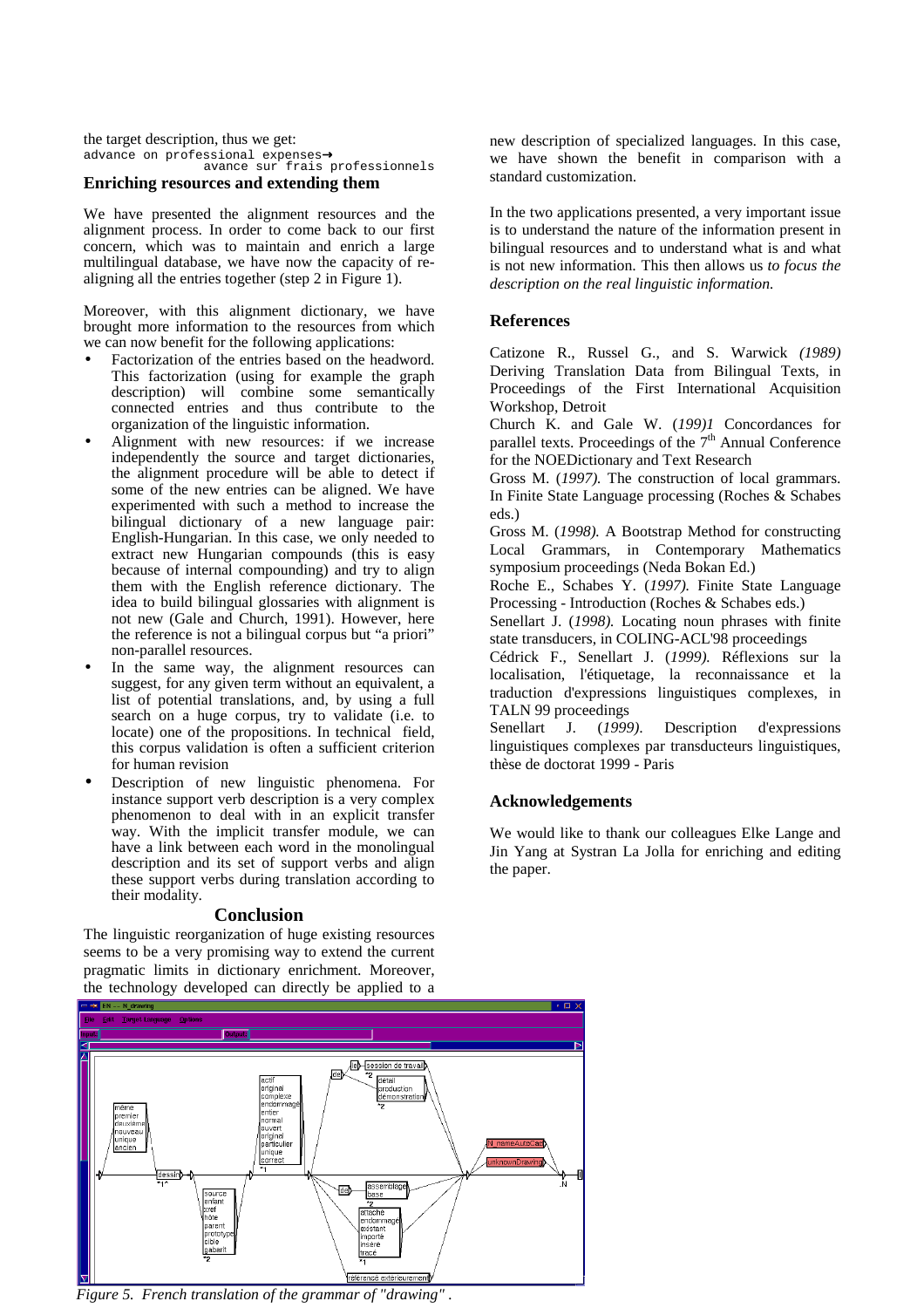the target description, thus we get:

```
advance on professional expenses→
                  avance sur frais professionnels
```

## Enriching resources and extending them

We have presented the alignment resources and the alignment process. In order to come back to our first concern, which was to maintain and enrich a large multilingual database, we have now the capacity of re-aligning all the entries together (step 2 in Figure 1).

Moreover, with this alignment dictionary, we have brought more information to the resources from which we can now benefit for the following applications:

- Factorization of the entries based on the headword. This factorization (using for example the graph description) will combine some semantically connected entries and thus contribute to the organization of the linguistic information.
- Alignment with new resources: if we increase independently the source and target dictionaries, the alignment procedure will be able to detect if some of the new entries can be aligned. We have experimented with such a method to increase the bilingual dictionary of a new language pair: English-Hungarian. In this case, we only needed to extract new Hungarian compounds (this is easy because of internal compounding) and try to align them with the English reference dictionary. The idea to build bilingual glossaries with alignment is not new (Gale and Church, 1991). However, here the reference is not a bilingual corpus but "a priori" non-parallel resources.
- In the same way, the alignment resources can suggest, for any given term without an equivalent, a list of potential translations, and, by using a full search on a huge corpus, try to validate (i.e. to locate) one of the propositions. In technical field, this corpus validation is often a sufficient criterion for human revision
- Description of new linguistic phenomena. For instance support verb description is a very complex phenomenon to deal with in an explicit transfer way. With the implicit transfer module, we can have a link between each word in the monolingual description and its set of support verbs and align these support verbs during translation according to their modality.

## Conclusion

The linguistic reorganization of huge existing resources seems to be a very promising way to extend the current pragmatic limits in dictionary enrichment. Moreover, the technology developed can directly be applied to a new description of specialized languages. In this case, we have shown the benefit in comparison with a standard customization.

In the two applications presented, a very important issue is to understand the nature of the information present in bilingual resources and to understand what is and what is not new information. This then allows us *to focus the description on the real linguistic information.*

## References

Catizone R., Russel G., and S. Warwick *(1989)* Deriving Translation Data from Bilingual Texts, in Proceedings of the First International Acquisition Workshop, Detroit

Church K. and Gale W. (*199)1* Concordances for parallel texts. Proceedings of the 7th Annual Conference for the NOEDictionary and Text Research

Gross M. (*1997).* The construction of local grammars. In Finite State Language processing (Roches & Schabes eds.)

Gross M. (*1998).* A Bootstrap Method for constructing Local Grammars, in Contemporary Mathematics symposium proceedings (Neda Bokan Ed.)

Roche E., Schabes Y. (*1997).* Finite State Language Processing - Introduction (Roches & Schabes eds.)

Senellart J. (*1998).* Locating noun phrases with finite state transducers, in COLING-ACL'98 proceedings

Cédrick F., Senellart J. (*1999).* Réflexions sur la localisation, l'étiquetage, la reconnaissance et la traduction d'expressions linguistiques complexes, in TALN 99 proceedings

Senellart J. (*1999).* Description d'expressions linguistiques complexes par transducteurs linguistiques, thèse de doctorat 1999 - Paris

## Acknowledgements

We would like to thank our colleagues Elke Lange and Jin Yang at Systran La Jolla for enriching and editing the paper.

*Figure 5. French translation of the grammar of "drawing" .*